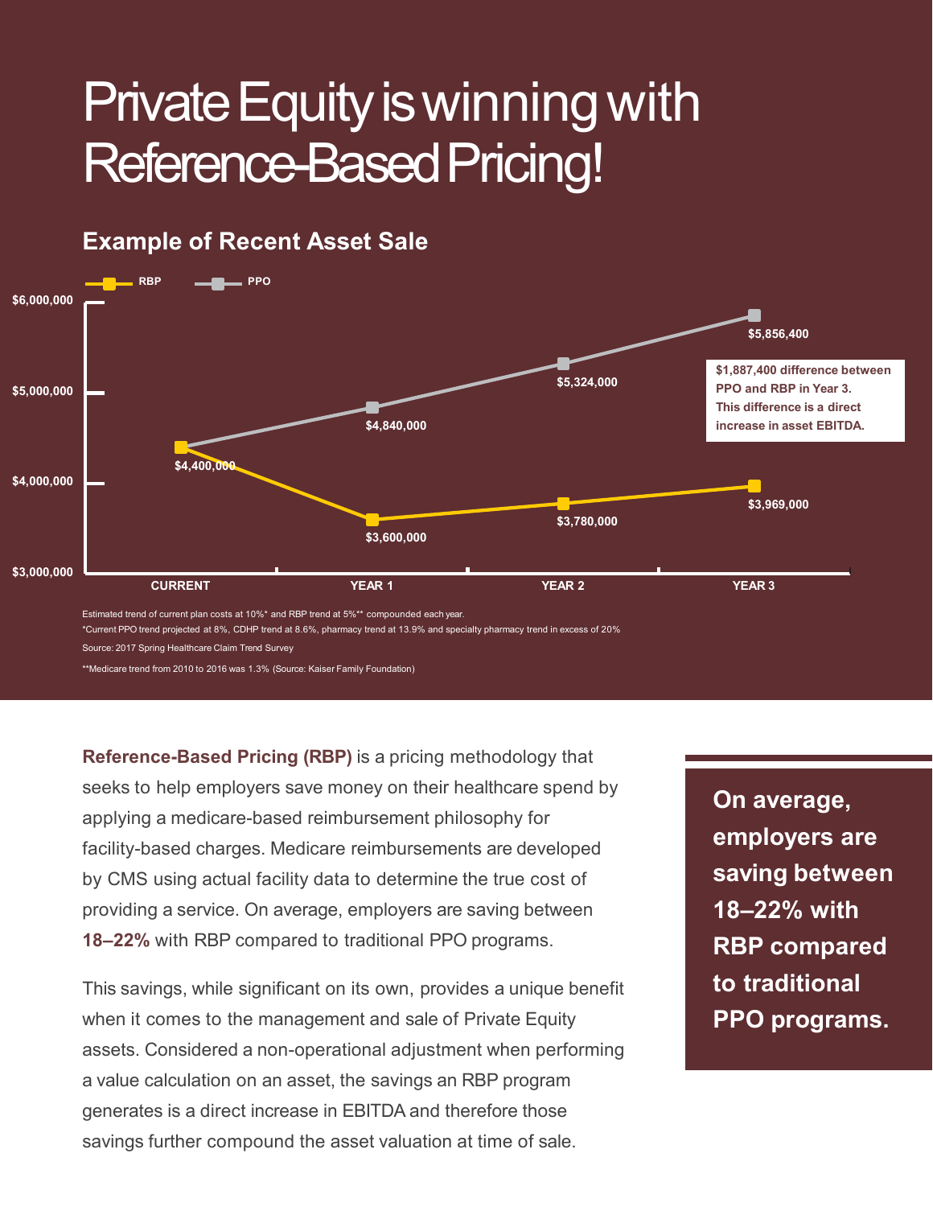# Private Equity is winning with Reference-Based Pricing!

## Example of Recent Asset Sale

| | CURRENT | YEAR 1 | YEAR 2 | YEAR 3 |
|---|---|---|---|---|
| RBP | $4,400,000 | $3,600,000 | $3,780,000 | $3,969,000 |
| PPO | $4,400,000 | $4,840,000 | $5,324,000 | $5,856,400 |

**$1,887,400 difference between PPO and RBP in Year 3. This difference is a direct increase in asset EBITDA.**

Estimated trend of current plan costs at 10%* and RBP trend at 5%** compounded each year.

*Current PPO trend projected at 8%, CDHP trend at 8.6%, pharmacy trend at 13.9% and specialty pharmacy trend in excess of 20%

Source: 2017 Spring Healthcare Claim Trend Survey

**Medicare trend from 2010 to 2016 was 1.3% (Source: Kaiser Family Foundation)

**Reference-Based Pricing (RBP)** is a pricing methodology that seeks to help employers save money on their healthcare spend by applying a medicare-based reimbursement philosophy for facility-based charges. Medicare reimbursements are developed by CMS using actual facility data to determine the true cost of providing a service. On average, employers are saving between **18–22%** with RBP compared to traditional PPO programs.

This savings, while significant on its own, provides a unique benefit when it comes to the management and sale of Private Equity assets. Considered a non-operational adjustment when performing a value calculation on an asset, the savings an RBP program generates is a direct increase in EBITDA and therefore those savings further compound the asset valuation at time of sale.

**On average, employers are saving between 18–22% with RBP compared to traditional PPO programs.**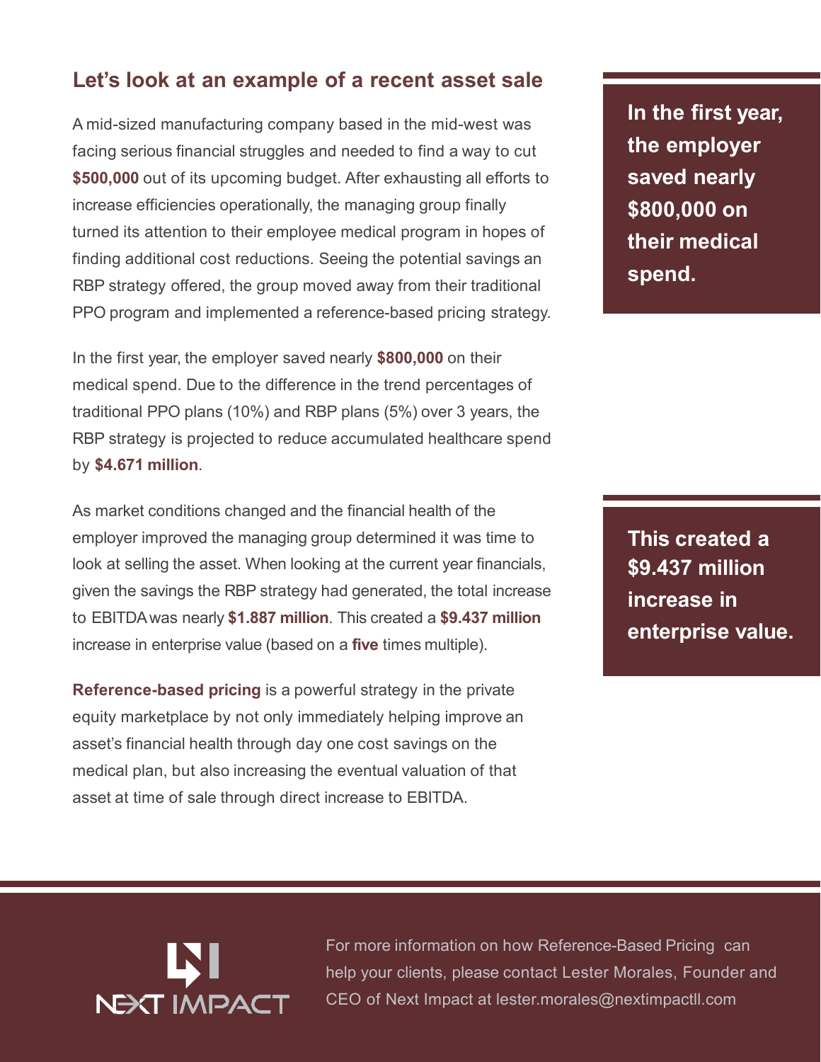## Let's look at an example of a recent asset sale

A mid-sized manufacturing company based in the mid-west was facing serious financial struggles and needed to find a way to cut **$500,000** out of its upcoming budget. After exhausting all efforts to increase efficiencies operationally, the managing group finally turned its attention to their employee medical program in hopes of finding additional cost reductions. Seeing the potential savings an RBP strategy offered, the group moved away from their traditional PPO program and implemented a reference-based pricing strategy.

**In the first year, the employer saved nearly $800,000 on their medical spend.**

In the first year, the employer saved nearly **$800,000** on their medical spend. Due to the difference in the trend percentages of traditional PPO plans (10%) and RBP plans (5%) over 3 years, the RBP strategy is projected to reduce accumulated healthcare spend by **$4.671 million**.

**This created a $9.437 million increase in enterprise value.**

As market conditions changed and the financial health of the employer improved the managing group determined it was time to look at selling the asset. When looking at the current year financials, given the savings the RBP strategy had generated, the total increase to EBITDA was nearly **$1.887 million**. This created a **$9.437 million** increase in enterprise value (based on a **five** times multiple).

**Reference-based pricing** is a powerful strategy in the private equity marketplace by not only immediately helping improve an asset's financial health through day one cost savings on the medical plan, but also increasing the eventual valuation of that asset at time of sale through direct increase to EBITDA.

NEXT IMPACT

For more information on how Reference-Based Pricing can help your clients, please contact Lester Morales, Founder and CEO of Next Impact at lester.morales@nextimpactll.com